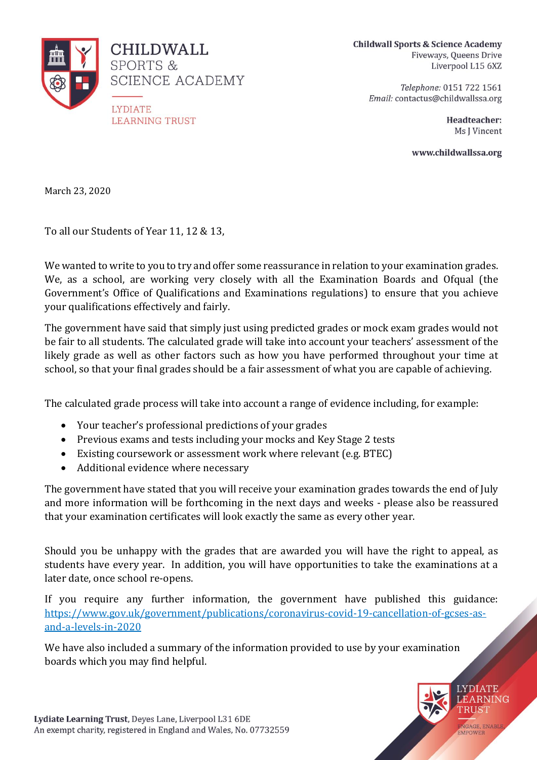**CHILDWALL SPORTS & SCIENCE ACADEMY**

LYDIATE LEARNING TRUST

**Childwall Sports & Science Academy**
Fiveways, Queens Drive
Liverpool L15 6XZ

*Telephone:* 0151 722 1561
*Email:* contactus@childwallssa.org

**Headteacher:**
Ms J Vincent

**www.childwallssa.org**

March 23, 2020

To all our Students of Year 11, 12 & 13,

We wanted to write to you to try and offer some reassurance in relation to your examination grades. We, as a school, are working very closely with all the Examination Boards and Ofqual (the Government's Office of Qualifications and Examinations regulations) to ensure that you achieve your qualifications effectively and fairly.

The government have said that simply just using predicted grades or mock exam grades would not be fair to all students. The calculated grade will take into account your teachers' assessment of the likely grade as well as other factors such as how you have performed throughout your time at school, so that your final grades should be a fair assessment of what you are capable of achieving.

The calculated grade process will take into account a range of evidence including, for example:

- Your teacher's professional predictions of your grades
- Previous exams and tests including your mocks and Key Stage 2 tests
- Existing coursework or assessment work where relevant (e.g. BTEC)
- Additional evidence where necessary

The government have stated that you will receive your examination grades towards the end of July and more information will be forthcoming in the next days and weeks - please also be reassured that your examination certificates will look exactly the same as every other year.

Should you be unhappy with the grades that are awarded you will have the right to appeal, as students have every year. In addition, you will have opportunities to take the examinations at a later date, once school re-opens.

If you require any further information, the government have published this guidance: https://www.gov.uk/government/publications/coronavirus-covid-19-cancellation-of-gcses-as-and-a-levels-in-2020

We have also included a summary of the information provided to use by your examination boards which you may find helpful.

**Lydiate Learning Trust**, Deyes Lane, Liverpool L31 6DE
An exempt charity, registered in England and Wales, No. 07732559

LYDIATE LEARNING TRUST
ENGAGE, ENABLE, EMPOWER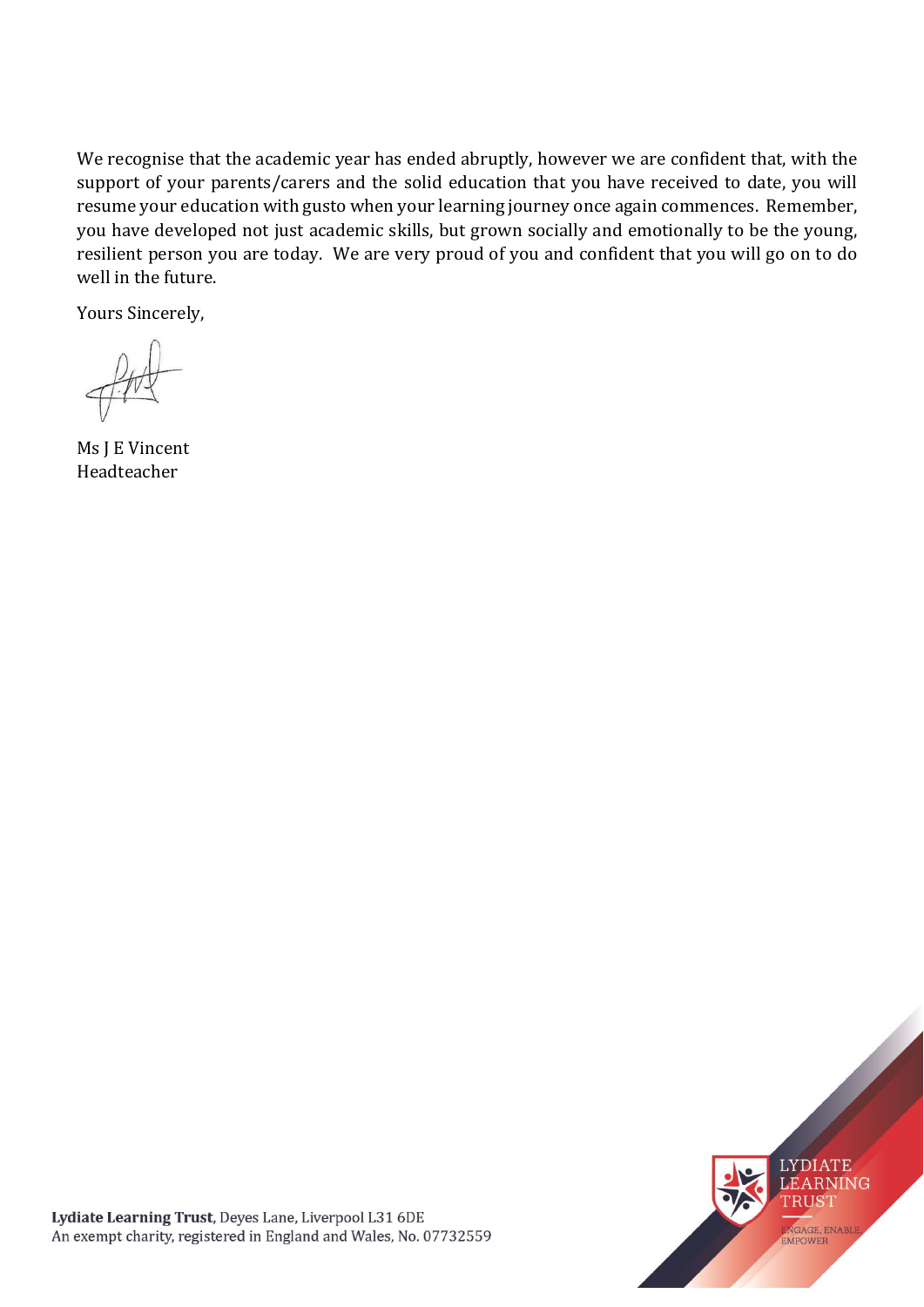We recognise that the academic year has ended abruptly, however we are confident that, with the support of your parents/carers and the solid education that you have received to date, you will resume your education with gusto when your learning journey once again commences. Remember, you have developed not just academic skills, but grown socially and emotionally to be the young, resilient person you are today. We are very proud of you and confident that you will go on to do well in the future.

Yours Sincerely,

Ms J E Vincent
Headteacher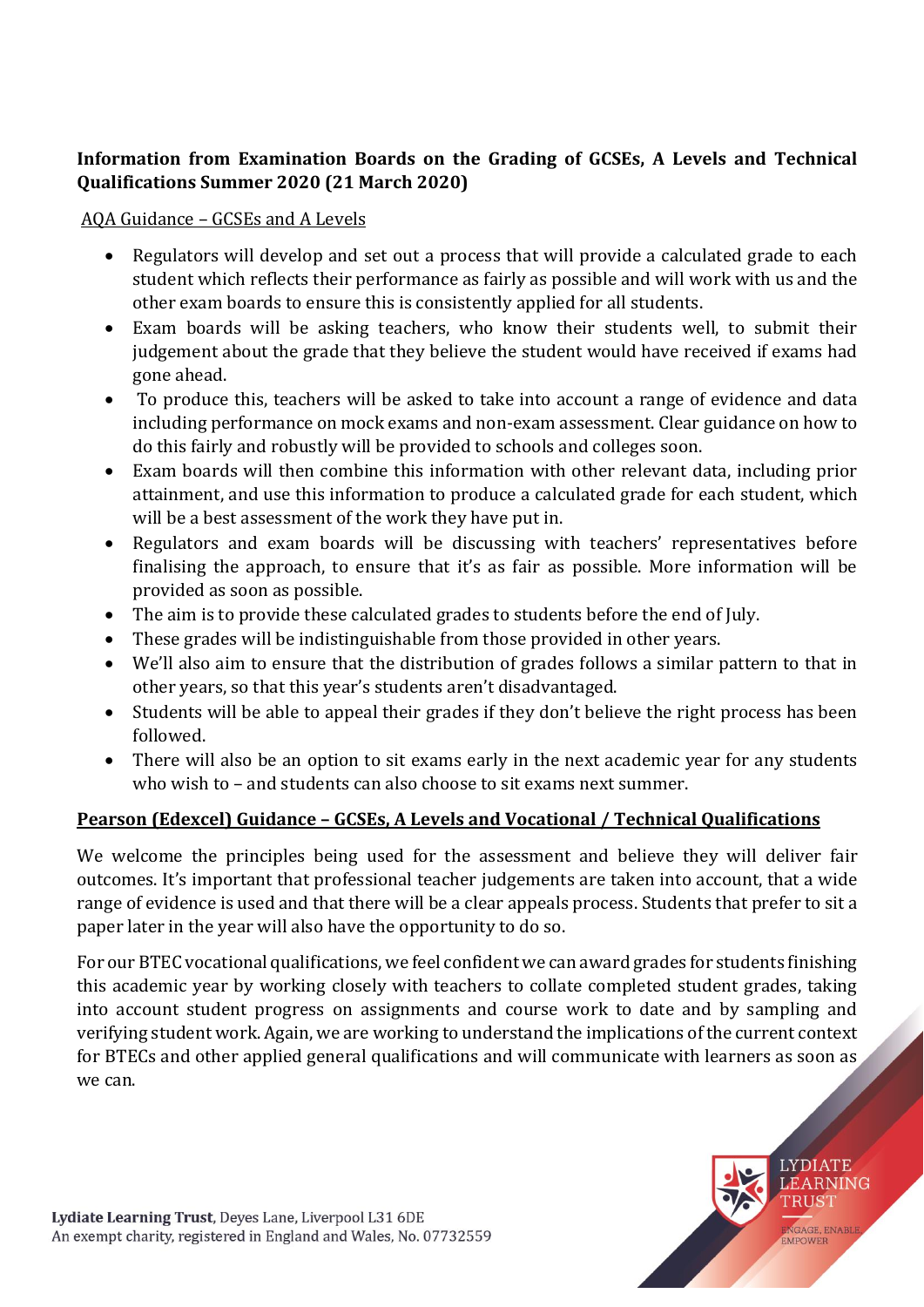**Information from Examination Boards on the Grading of GCSEs, A Levels and Technical Qualifications Summer 2020 (21 March 2020)**

AQA Guidance – GCSEs and A Levels

- Regulators will develop and set out a process that will provide a calculated grade to each student which reflects their performance as fairly as possible and will work with us and the other exam boards to ensure this is consistently applied for all students.
- Exam boards will be asking teachers, who know their students well, to submit their judgement about the grade that they believe the student would have received if exams had gone ahead.
- To produce this, teachers will be asked to take into account a range of evidence and data including performance on mock exams and non-exam assessment. Clear guidance on how to do this fairly and robustly will be provided to schools and colleges soon.
- Exam boards will then combine this information with other relevant data, including prior attainment, and use this information to produce a calculated grade for each student, which will be a best assessment of the work they have put in.
- Regulators and exam boards will be discussing with teachers' representatives before finalising the approach, to ensure that it's as fair as possible. More information will be provided as soon as possible.
- The aim is to provide these calculated grades to students before the end of July.
- These grades will be indistinguishable from those provided in other years.
- We'll also aim to ensure that the distribution of grades follows a similar pattern to that in other years, so that this year's students aren't disadvantaged.
- Students will be able to appeal their grades if they don't believe the right process has been followed.
- There will also be an option to sit exams early in the next academic year for any students who wish to – and students can also choose to sit exams next summer.

**Pearson (Edexcel) Guidance – GCSEs, A Levels and Vocational / Technical Qualifications**

We welcome the principles being used for the assessment and believe they will deliver fair outcomes. It's important that professional teacher judgements are taken into account, that a wide range of evidence is used and that there will be a clear appeals process. Students that prefer to sit a paper later in the year will also have the opportunity to do so.

For our BTEC vocational qualifications, we feel confident we can award grades for students finishing this academic year by working closely with teachers to collate completed student grades, taking into account student progress on assignments and course work to date and by sampling and verifying student work. Again, we are working to understand the implications of the current context for BTECs and other applied general qualifications and will communicate with learners as soon as we can.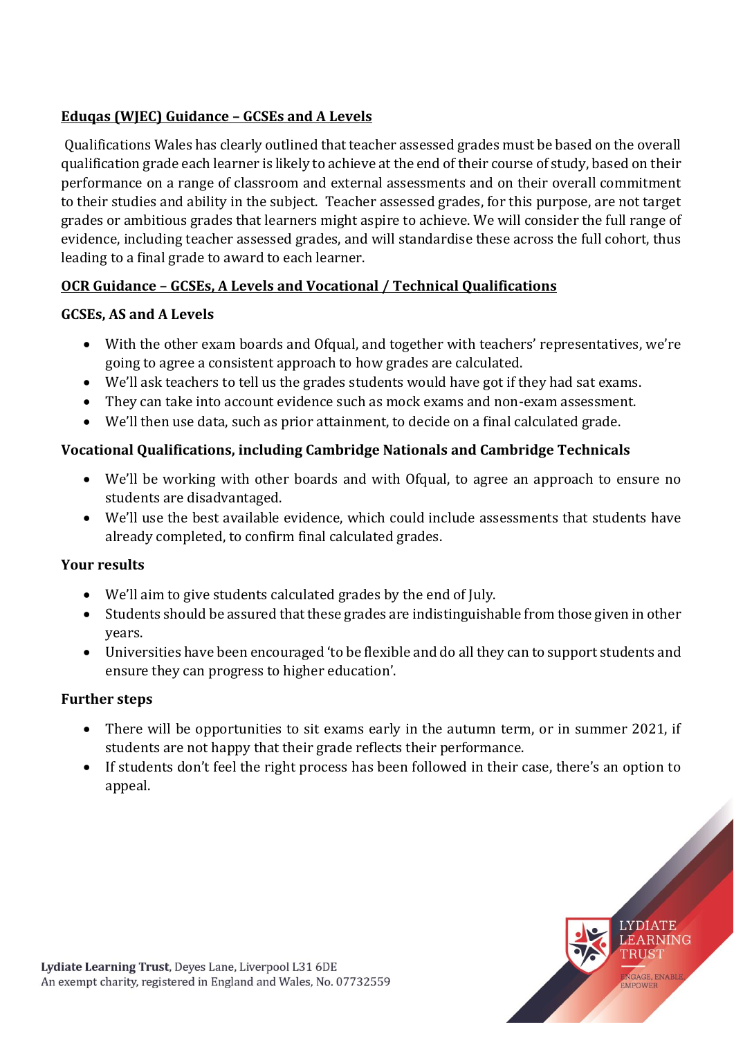**Eduqas (WJEC) Guidance – GCSEs and A Levels**

Qualifications Wales has clearly outlined that teacher assessed grades must be based on the overall qualification grade each learner is likely to achieve at the end of their course of study, based on their performance on a range of classroom and external assessments and on their overall commitment to their studies and ability in the subject. Teacher assessed grades, for this purpose, are not target grades or ambitious grades that learners might aspire to achieve. We will consider the full range of evidence, including teacher assessed grades, and will standardise these across the full cohort, thus leading to a final grade to award to each learner.

**OCR Guidance – GCSEs, A Levels and Vocational / Technical Qualifications**

**GCSEs, AS and A Levels**

- With the other exam boards and Ofqual, and together with teachers' representatives, we're going to agree a consistent approach to how grades are calculated.
- We'll ask teachers to tell us the grades students would have got if they had sat exams.
- They can take into account evidence such as mock exams and non-exam assessment.
- We'll then use data, such as prior attainment, to decide on a final calculated grade.

**Vocational Qualifications, including Cambridge Nationals and Cambridge Technicals**

- We'll be working with other boards and with Ofqual, to agree an approach to ensure no students are disadvantaged.
- We'll use the best available evidence, which could include assessments that students have already completed, to confirm final calculated grades.

**Your results**

- We'll aim to give students calculated grades by the end of July.
- Students should be assured that these grades are indistinguishable from those given in other years.
- Universities have been encouraged 'to be flexible and do all they can to support students and ensure they can progress to higher education'.

**Further steps**

- There will be opportunities to sit exams early in the autumn term, or in summer 2021, if students are not happy that their grade reflects their performance.
- If students don't feel the right process has been followed in their case, there's an option to appeal.